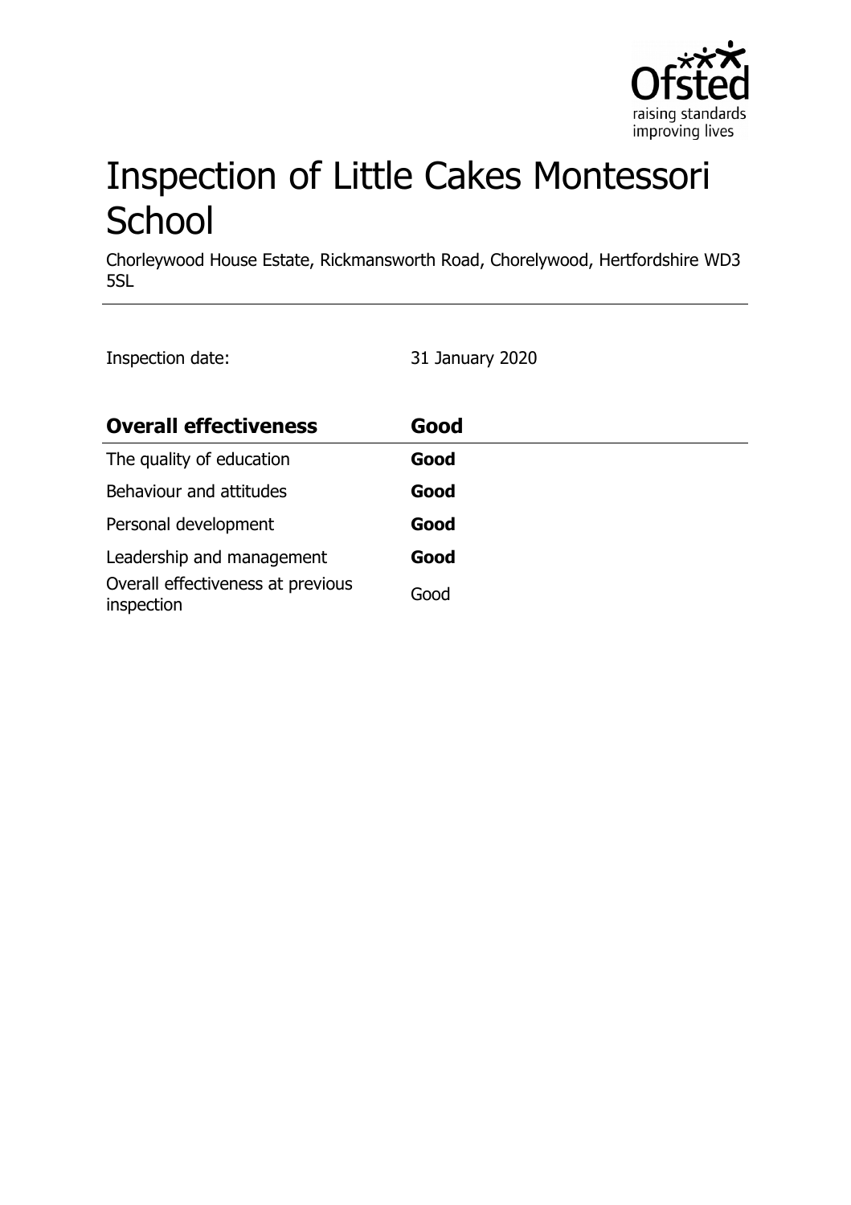# Inspection of Little Cakes Montessori School

Chorleywood House Estate, Rickmansworth Road, Chorelywood, Hertfordshire WD3 5SL

Inspection date: 31 January 2020

| **Overall effectiveness** | **Good** |
|---|---|
| The quality of education | **Good** |
| Behaviour and attitudes | **Good** |
| Personal development | **Good** |
| Leadership and management | **Good** |
| Overall effectiveness at previous inspection | Good |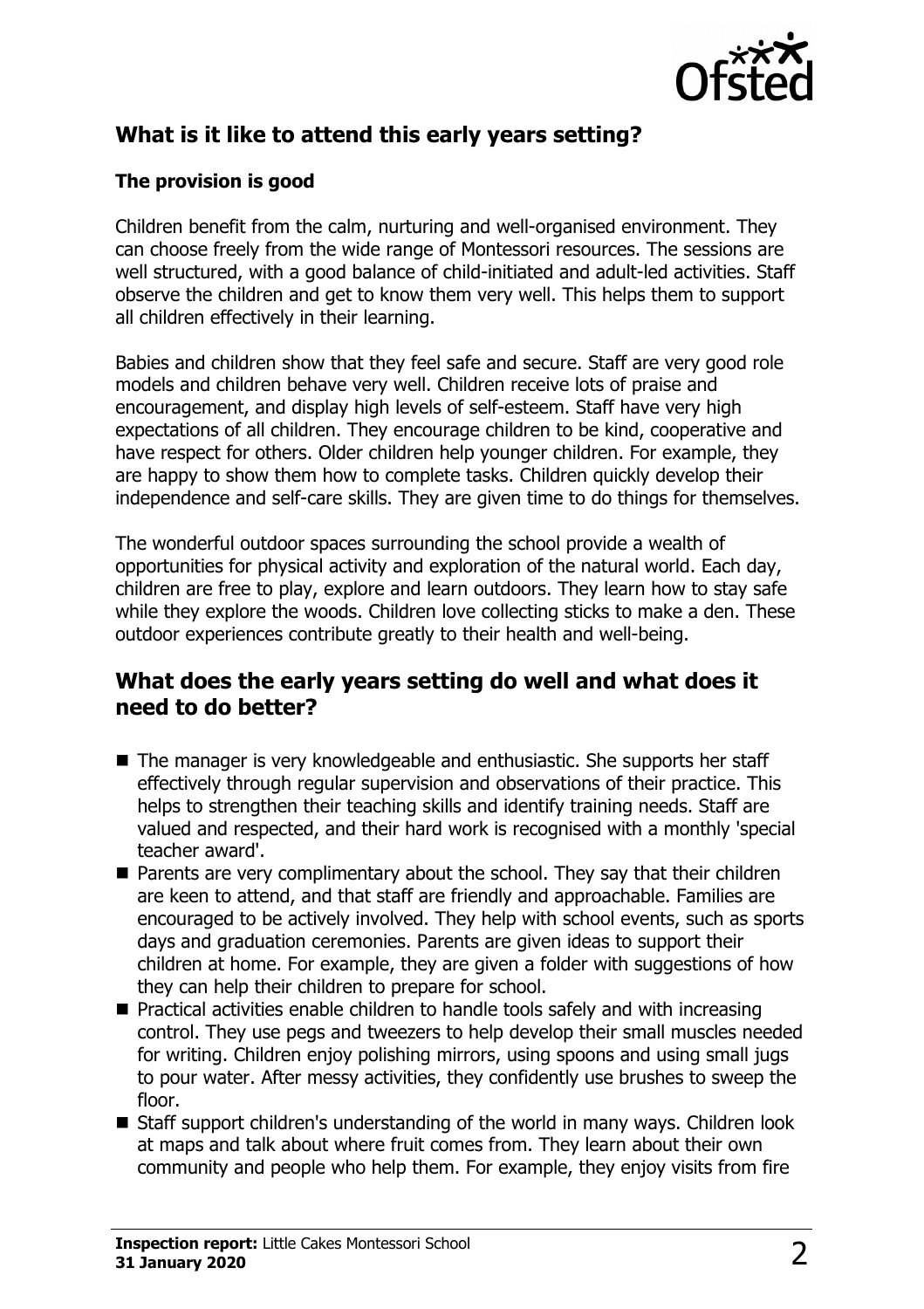## What is it like to attend this early years setting?

### The provision is good

Children benefit from the calm, nurturing and well-organised environment. They can choose freely from the wide range of Montessori resources. The sessions are well structured, with a good balance of child-initiated and adult-led activities. Staff observe the children and get to know them very well. This helps them to support all children effectively in their learning.

Babies and children show that they feel safe and secure. Staff are very good role models and children behave very well. Children receive lots of praise and encouragement, and display high levels of self-esteem. Staff have very high expectations of all children. They encourage children to be kind, cooperative and have respect for others. Older children help younger children. For example, they are happy to show them how to complete tasks. Children quickly develop their independence and self-care skills. They are given time to do things for themselves.

The wonderful outdoor spaces surrounding the school provide a wealth of opportunities for physical activity and exploration of the natural world. Each day, children are free to play, explore and learn outdoors. They learn how to stay safe while they explore the woods. Children love collecting sticks to make a den. These outdoor experiences contribute greatly to their health and well-being.

## What does the early years setting do well and what does it need to do better?

- The manager is very knowledgeable and enthusiastic. She supports her staff effectively through regular supervision and observations of their practice. This helps to strengthen their teaching skills and identify training needs. Staff are valued and respected, and their hard work is recognised with a monthly 'special teacher award'.
- Parents are very complimentary about the school. They say that their children are keen to attend, and that staff are friendly and approachable. Families are encouraged to be actively involved. They help with school events, such as sports days and graduation ceremonies. Parents are given ideas to support their children at home. For example, they are given a folder with suggestions of how they can help their children to prepare for school.
- Practical activities enable children to handle tools safely and with increasing control. They use pegs and tweezers to help develop their small muscles needed for writing. Children enjoy polishing mirrors, using spoons and using small jugs to pour water. After messy activities, they confidently use brushes to sweep the floor.
- Staff support children's understanding of the world in many ways. Children look at maps and talk about where fruit comes from. They learn about their own community and people who help them. For example, they enjoy visits from fire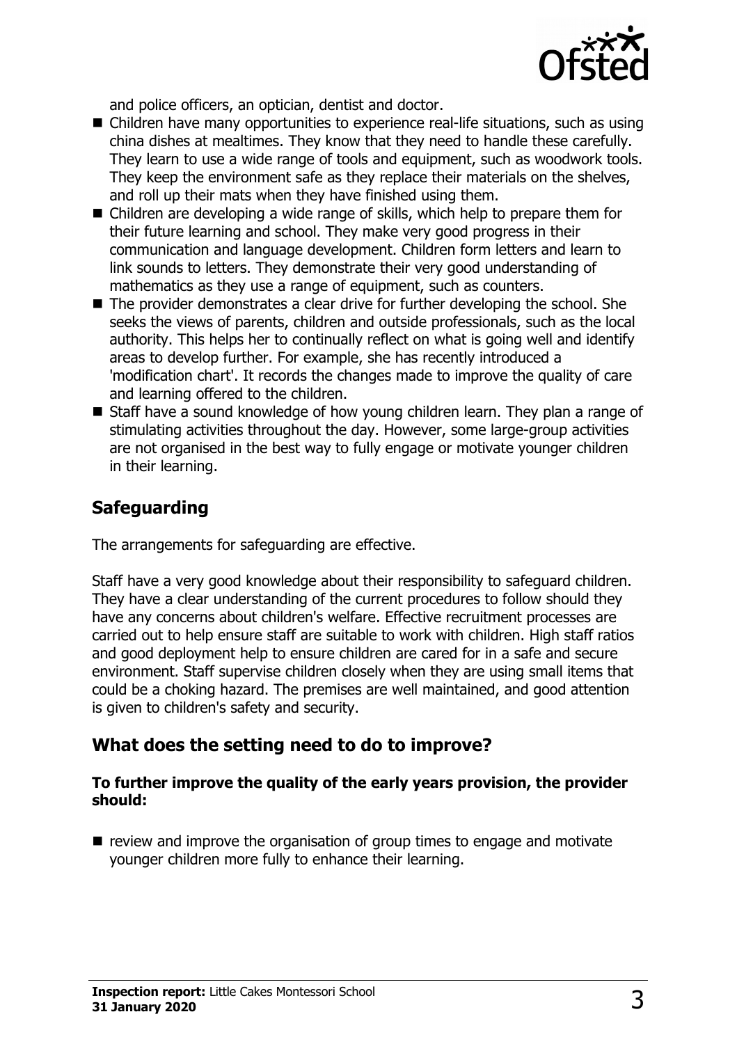and police officers, an optician, dentist and doctor.

- Children have many opportunities to experience real-life situations, such as using china dishes at mealtimes. They know that they need to handle these carefully. They learn to use a wide range of tools and equipment, such as woodwork tools. They keep the environment safe as they replace their materials on the shelves, and roll up their mats when they have finished using them.
- Children are developing a wide range of skills, which help to prepare them for their future learning and school. They make very good progress in their communication and language development. Children form letters and learn to link sounds to letters. They demonstrate their very good understanding of mathematics as they use a range of equipment, such as counters.
- The provider demonstrates a clear drive for further developing the school. She seeks the views of parents, children and outside professionals, such as the local authority. This helps her to continually reflect on what is going well and identify areas to develop further. For example, she has recently introduced a 'modification chart'. It records the changes made to improve the quality of care and learning offered to the children.
- Staff have a sound knowledge of how young children learn. They plan a range of stimulating activities throughout the day. However, some large-group activities are not organised in the best way to fully engage or motivate younger children in their learning.

## Safeguarding

The arrangements for safeguarding are effective.

Staff have a very good knowledge about their responsibility to safeguard children. They have a clear understanding of the current procedures to follow should they have any concerns about children's welfare. Effective recruitment processes are carried out to help ensure staff are suitable to work with children. High staff ratios and good deployment help to ensure children are cared for in a safe and secure environment. Staff supervise children closely when they are using small items that could be a choking hazard. The premises are well maintained, and good attention is given to children's safety and security.

## What does the setting need to do to improve?

**To further improve the quality of the early years provision, the provider should:**

- review and improve the organisation of group times to engage and motivate younger children more fully to enhance their learning.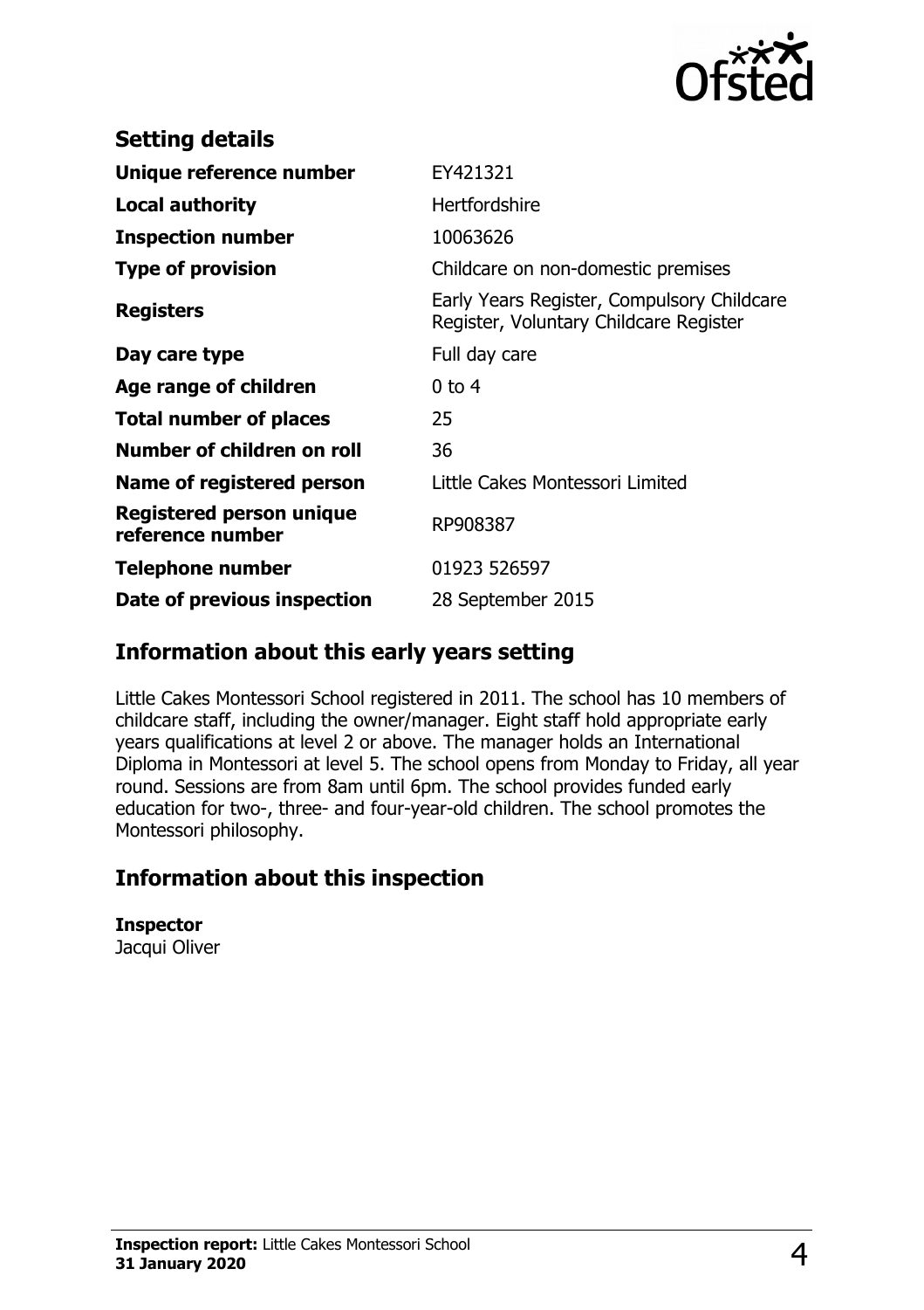## Setting details

| | |
|---|---|
| **Unique reference number** | EY421321 |
| **Local authority** | Hertfordshire |
| **Inspection number** | 10063626 |
| **Type of provision** | Childcare on non-domestic premises |
| **Registers** | Early Years Register, Compulsory Childcare Register, Voluntary Childcare Register |
| **Day care type** | Full day care |
| **Age range of children** | 0 to 4 |
| **Total number of places** | 25 |
| **Number of children on roll** | 36 |
| **Name of registered person** | Little Cakes Montessori Limited |
| **Registered person unique reference number** | RP908387 |
| **Telephone number** | 01923 526597 |
| **Date of previous inspection** | 28 September 2015 |

## Information about this early years setting

Little Cakes Montessori School registered in 2011. The school has 10 members of childcare staff, including the owner/manager. Eight staff hold appropriate early years qualifications at level 2 or above. The manager holds an International Diploma in Montessori at level 5. The school opens from Monday to Friday, all year round. Sessions are from 8am until 6pm. The school provides funded early education for two-, three- and four-year-old children. The school promotes the Montessori philosophy.

## Information about this inspection

**Inspector**
Jacqui Oliver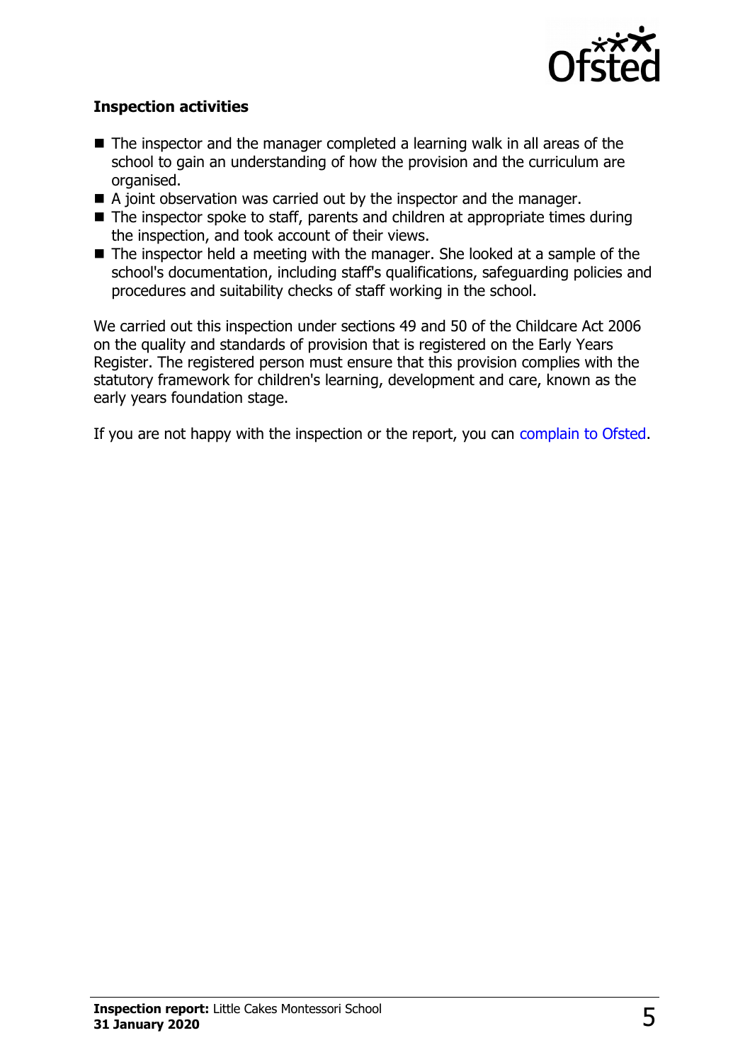### Inspection activities

- The inspector and the manager completed a learning walk in all areas of the school to gain an understanding of how the provision and the curriculum are organised.
- A joint observation was carried out by the inspector and the manager.
- The inspector spoke to staff, parents and children at appropriate times during the inspection, and took account of their views.
- The inspector held a meeting with the manager. She looked at a sample of the school's documentation, including staff's qualifications, safeguarding policies and procedures and suitability checks of staff working in the school.

We carried out this inspection under sections 49 and 50 of the Childcare Act 2006 on the quality and standards of provision that is registered on the Early Years Register. The registered person must ensure that this provision complies with the statutory framework for children's learning, development and care, known as the early years foundation stage.

If you are not happy with the inspection or the report, you can complain to Ofsted.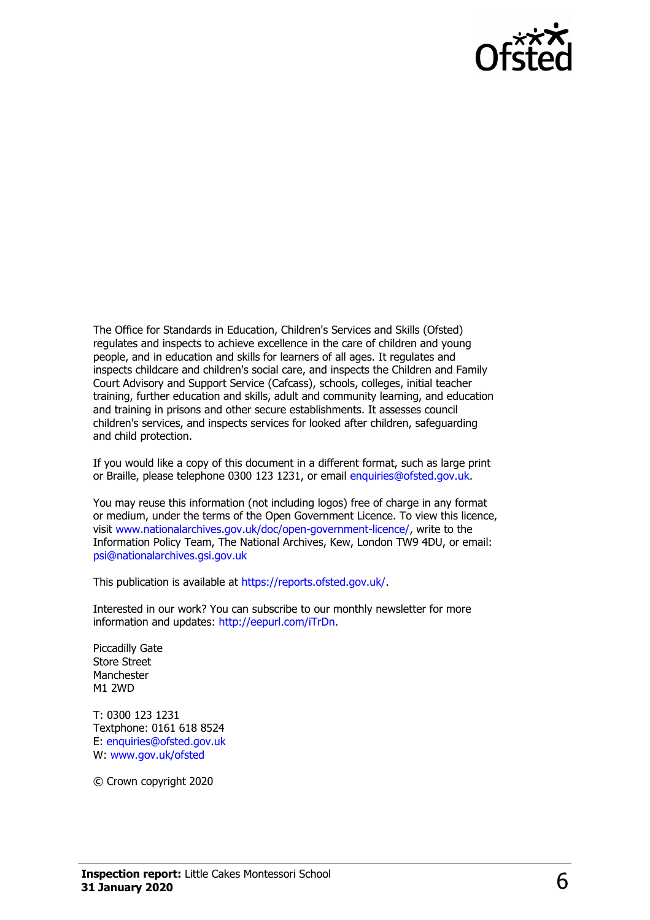The Office for Standards in Education, Children's Services and Skills (Ofsted) regulates and inspects to achieve excellence in the care of children and young people, and in education and skills for learners of all ages. It regulates and inspects childcare and children's social care, and inspects the Children and Family Court Advisory and Support Service (Cafcass), schools, colleges, initial teacher training, further education and skills, adult and community learning, and education and training in prisons and other secure establishments. It assesses council children's services, and inspects services for looked after children, safeguarding and child protection.

If you would like a copy of this document in a different format, such as large print or Braille, please telephone 0300 123 1231, or email enquiries@ofsted.gov.uk.

You may reuse this information (not including logos) free of charge in any format or medium, under the terms of the Open Government Licence. To view this licence, visit www.nationalarchives.gov.uk/doc/open-government-licence/, write to the Information Policy Team, The National Archives, Kew, London TW9 4DU, or email: psi@nationalarchives.gsi.gov.uk

This publication is available at https://reports.ofsted.gov.uk/.

Interested in our work? You can subscribe to our monthly newsletter for more information and updates: http://eepurl.com/iTrDn.

Piccadilly Gate
Store Street
Manchester
M1 2WD

T: 0300 123 1231
Textphone: 0161 618 8524
E: enquiries@ofsted.gov.uk
W: www.gov.uk/ofsted

© Crown copyright 2020